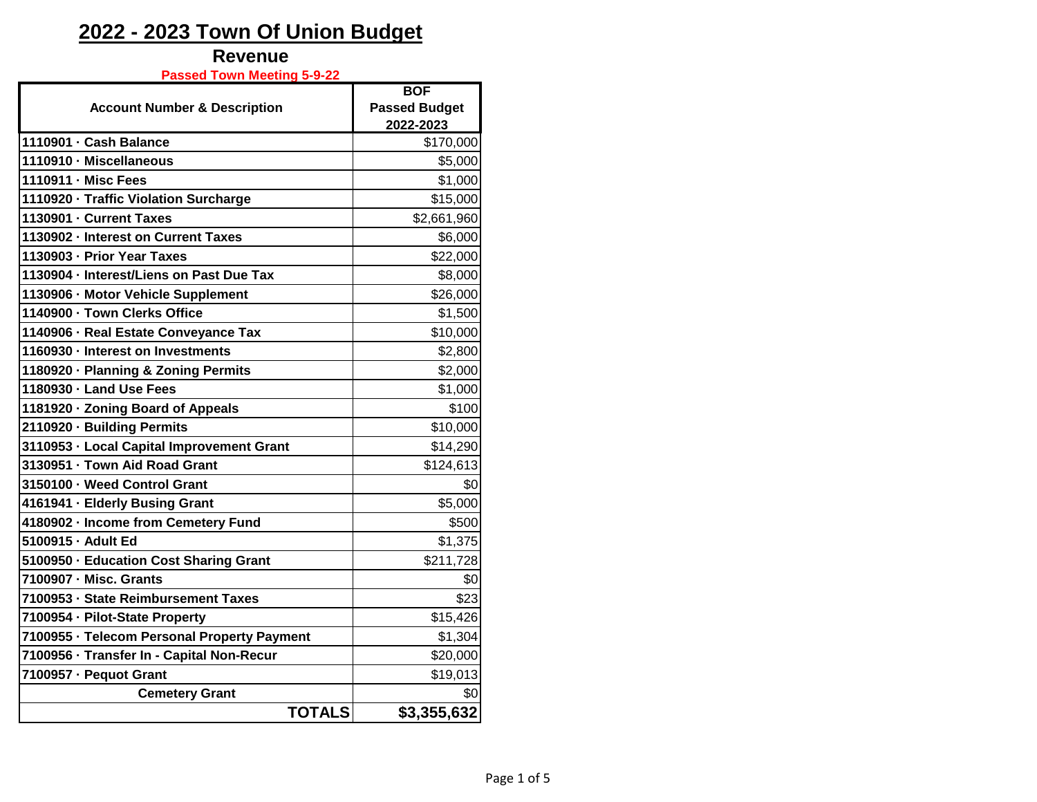# 2022 - 2023 Town Of Union Budget

## Revenue

**Passed Town Meeting 5-9-22**

| Account Number & Description | BOF Passed Budget 2022-2023 |
|---|---|
| 1110901 · Cash Balance | $170,000 |
| 1110910 · Miscellaneous | $5,000 |
| 1110911 · Misc Fees | $1,000 |
| 1110920 · Traffic Violation Surcharge | $15,000 |
| 1130901 · Current Taxes | $2,661,960 |
| 1130902 · Interest on Current Taxes | $6,000 |
| 1130903 · Prior Year Taxes | $22,000 |
| 1130904 · Interest/Liens on Past Due Tax | $8,000 |
| 1130906 · Motor Vehicle Supplement | $26,000 |
| 1140900 · Town Clerks Office | $1,500 |
| 1140906 · Real Estate Conveyance Tax | $10,000 |
| 1160930 · Interest on Investments | $2,800 |
| 1180920 · Planning & Zoning Permits | $2,000 |
| 1180930 · Land Use Fees | $1,000 |
| 1181920 · Zoning Board of Appeals | $100 |
| 2110920 · Building Permits | $10,000 |
| 3110953 · Local Capital Improvement Grant | $14,290 |
| 3130951 · Town Aid Road Grant | $124,613 |
| 3150100 · Weed Control Grant | $0 |
| 4161941 · Elderly Busing Grant | $5,000 |
| 4180902 · Income from Cemetery Fund | $500 |
| 5100915 · Adult Ed | $1,375 |
| 5100950 · Education Cost Sharing Grant | $211,728 |
| 7100907 · Misc. Grants | $0 |
| 7100953 · State Reimbursement Taxes | $23 |
| 7100954 · Pilot-State Property | $15,426 |
| 7100955 · Telecom Personal Property Payment | $1,304 |
| 7100956 · Transfer In - Capital Non-Recur | $20,000 |
| 7100957 · Pequot Grant | $19,013 |
| Cemetery Grant | $0 |
| **TOTALS** | **$3,355,632** |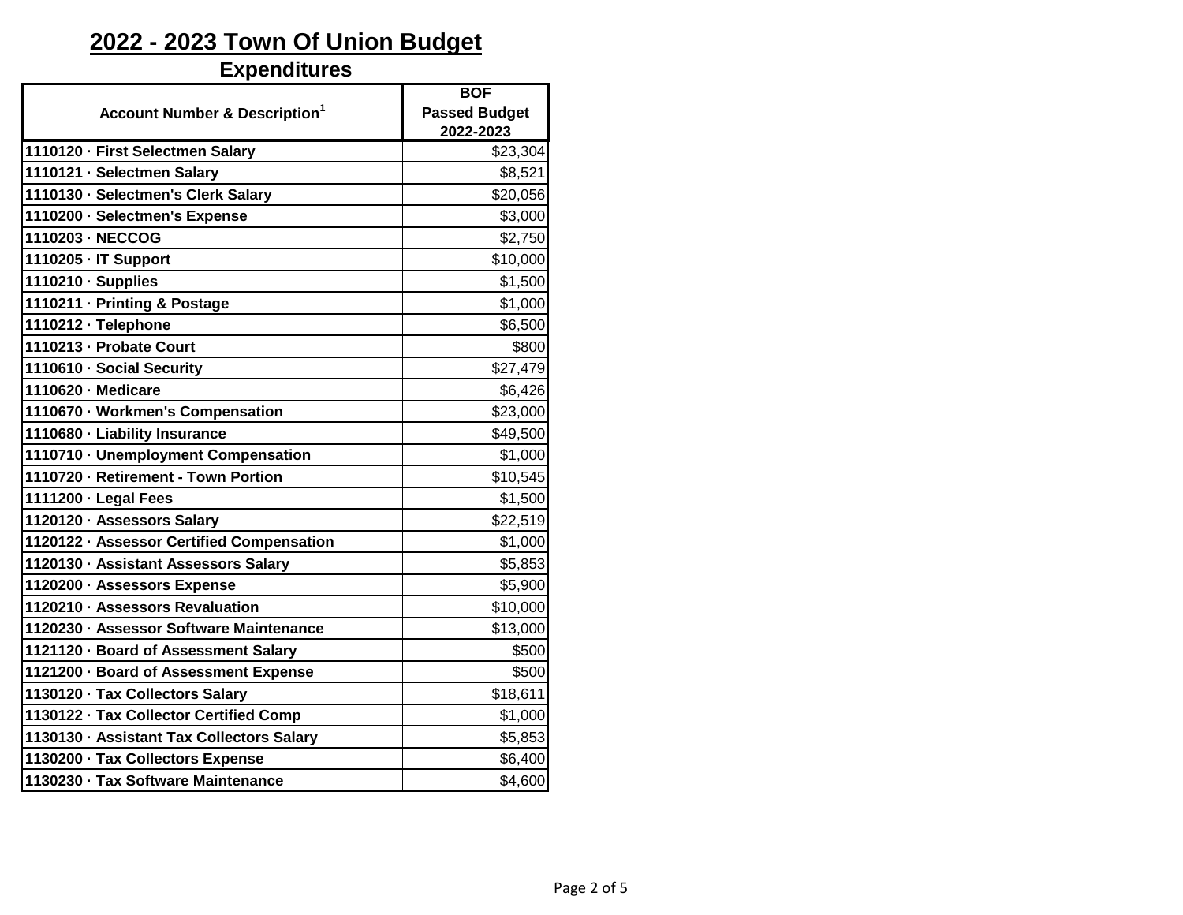# 2022 - 2023 Town Of Union Budget

## Expenditures

| Account Number & Description[1] | BOF Passed Budget 2022-2023 |
|---|---|
| 1110120 · First Selectmen Salary | $23,304 |
| 1110121 · Selectmen Salary | $8,521 |
| 1110130 · Selectmen's Clerk Salary | $20,056 |
| 1110200 · Selectmen's Expense | $3,000 |
| 1110203 · NECCOG | $2,750 |
| 1110205 · IT Support | $10,000 |
| 1110210 · Supplies | $1,500 |
| 1110211 · Printing & Postage | $1,000 |
| 1110212 · Telephone | $6,500 |
| 1110213 · Probate Court | $800 |
| 1110610 · Social Security | $27,479 |
| 1110620 · Medicare | $6,426 |
| 1110670 · Workmen's Compensation | $23,000 |
| 1110680 · Liability Insurance | $49,500 |
| 1110710 · Unemployment Compensation | $1,000 |
| 1110720 · Retirement - Town Portion | $10,545 |
| 1111200 · Legal Fees | $1,500 |
| 1120120 · Assessors Salary | $22,519 |
| 1120122 · Assessor Certified Compensation | $1,000 |
| 1120130 · Assistant Assessors Salary | $5,853 |
| 1120200 · Assessors Expense | $5,900 |
| 1120210 · Assessors Revaluation | $10,000 |
| 1120230 · Assessor Software Maintenance | $13,000 |
| 1121120 · Board of Assessment Salary | $500 |
| 1121200 · Board of Assessment Expense | $500 |
| 1130120 · Tax Collectors Salary | $18,611 |
| 1130122 · Tax Collector Certified Comp | $1,000 |
| 1130130 · Assistant Tax Collectors Salary | $5,853 |
| 1130200 · Tax Collectors Expense | $6,400 |
| 1130230 · Tax Software Maintenance | $4,600 |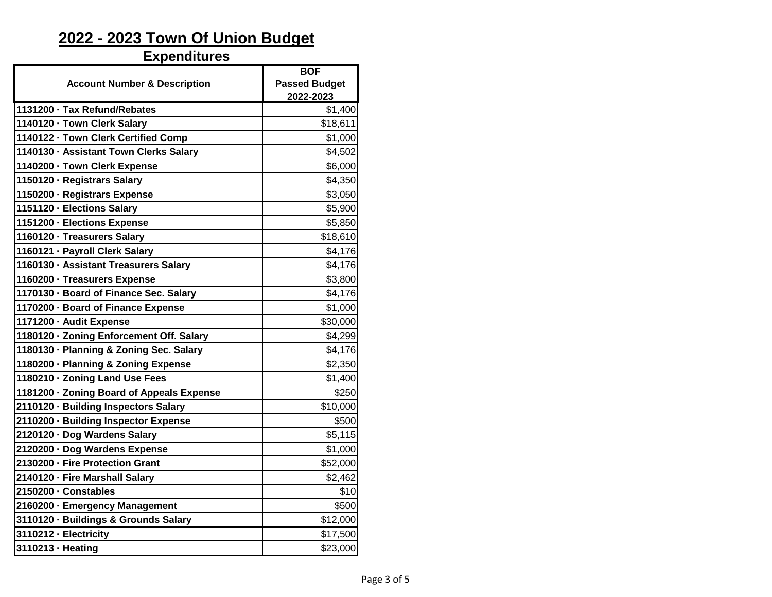# 2022 - 2023 Town Of Union Budget

## Expenditures

| Account Number & Description | BOF Passed Budget 2022-2023 |
|---|---|
| 1131200 · Tax Refund/Rebates | $1,400 |
| 1140120 · Town Clerk Salary | $18,611 |
| 1140122 · Town Clerk Certified Comp | $1,000 |
| 1140130 · Assistant Town Clerks Salary | $4,502 |
| 1140200 · Town Clerk Expense | $6,000 |
| 1150120 · Registrars Salary | $4,350 |
| 1150200 · Registrars Expense | $3,050 |
| 1151120 · Elections Salary | $5,900 |
| 1151200 · Elections Expense | $5,850 |
| 1160120 · Treasurers Salary | $18,610 |
| 1160121 · Payroll Clerk Salary | $4,176 |
| 1160130 · Assistant Treasurers Salary | $4,176 |
| 1160200 · Treasurers Expense | $3,800 |
| 1170130 · Board of Finance Sec. Salary | $4,176 |
| 1170200 · Board of Finance Expense | $1,000 |
| 1171200 · Audit Expense | $30,000 |
| 1180120 · Zoning Enforcement Off. Salary | $4,299 |
| 1180130 · Planning & Zoning Sec. Salary | $4,176 |
| 1180200 · Planning & Zoning Expense | $2,350 |
| 1180210 · Zoning Land Use Fees | $1,400 |
| 1181200 · Zoning Board of Appeals Expense | $250 |
| 2110120 · Building Inspectors Salary | $10,000 |
| 2110200 · Building Inspector Expense | $500 |
| 2120120 · Dog Wardens Salary | $5,115 |
| 2120200 · Dog Wardens Expense | $1,000 |
| 2130200 · Fire Protection Grant | $52,000 |
| 2140120 · Fire Marshall Salary | $2,462 |
| 2150200 · Constables | $10 |
| 2160200 · Emergency Management | $500 |
| 3110120 · Buildings & Grounds Salary | $12,000 |
| 3110212 · Electricity | $17,500 |
| 3110213 · Heating | $23,000 |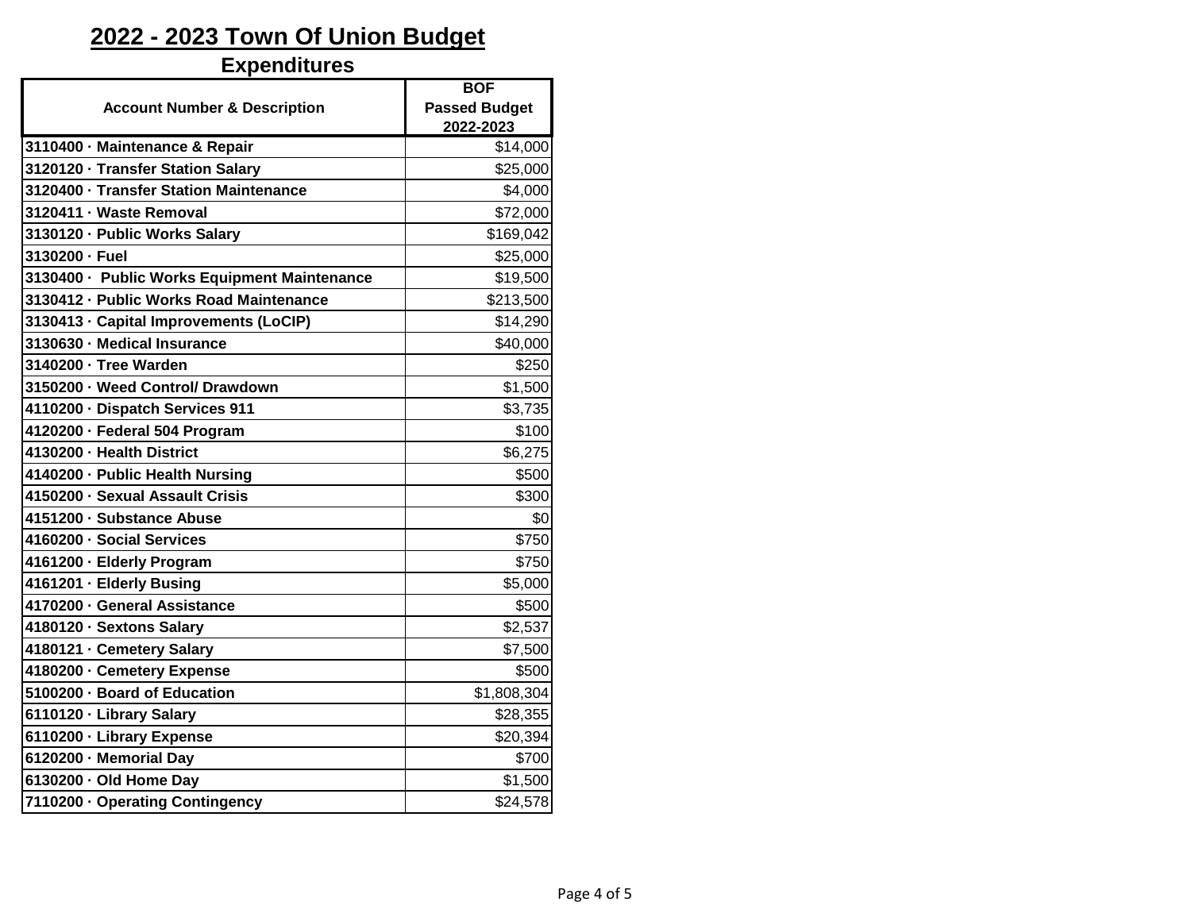# 2022 - 2023 Town Of Union Budget

## Expenditures

| Account Number & Description | BOF Passed Budget 2022-2023 |
|---|---|
| 3110400 · Maintenance & Repair | $14,000 |
| 3120120 · Transfer Station Salary | $25,000 |
| 3120400 · Transfer Station Maintenance | $4,000 |
| 3120411 · Waste Removal | $72,000 |
| 3130120 · Public Works Salary | $169,042 |
| 3130200 · Fuel | $25,000 |
| 3130400 · Public Works Equipment Maintenance | $19,500 |
| 3130412 · Public Works Road Maintenance | $213,500 |
| 3130413 · Capital Improvements (LoCIP) | $14,290 |
| 3130630 · Medical Insurance | $40,000 |
| 3140200 · Tree Warden | $250 |
| 3150200 · Weed Control/ Drawdown | $1,500 |
| 4110200 · Dispatch Services 911 | $3,735 |
| 4120200 · Federal 504 Program | $100 |
| 4130200 · Health District | $6,275 |
| 4140200 · Public Health Nursing | $500 |
| 4150200 · Sexual Assault Crisis | $300 |
| 4151200 · Substance Abuse | $0 |
| 4160200 · Social Services | $750 |
| 4161200 · Elderly Program | $750 |
| 4161201 · Elderly Busing | $5,000 |
| 4170200 · General Assistance | $500 |
| 4180120 · Sextons Salary | $2,537 |
| 4180121 · Cemetery Salary | $7,500 |
| 4180200 · Cemetery Expense | $500 |
| 5100200 · Board of Education | $1,808,304 |
| 6110120 · Library Salary | $28,355 |
| 6110200 · Library Expense | $20,394 |
| 6120200 · Memorial Day | $700 |
| 6130200 · Old Home Day | $1,500 |
| 7110200 · Operating Contingency | $24,578 |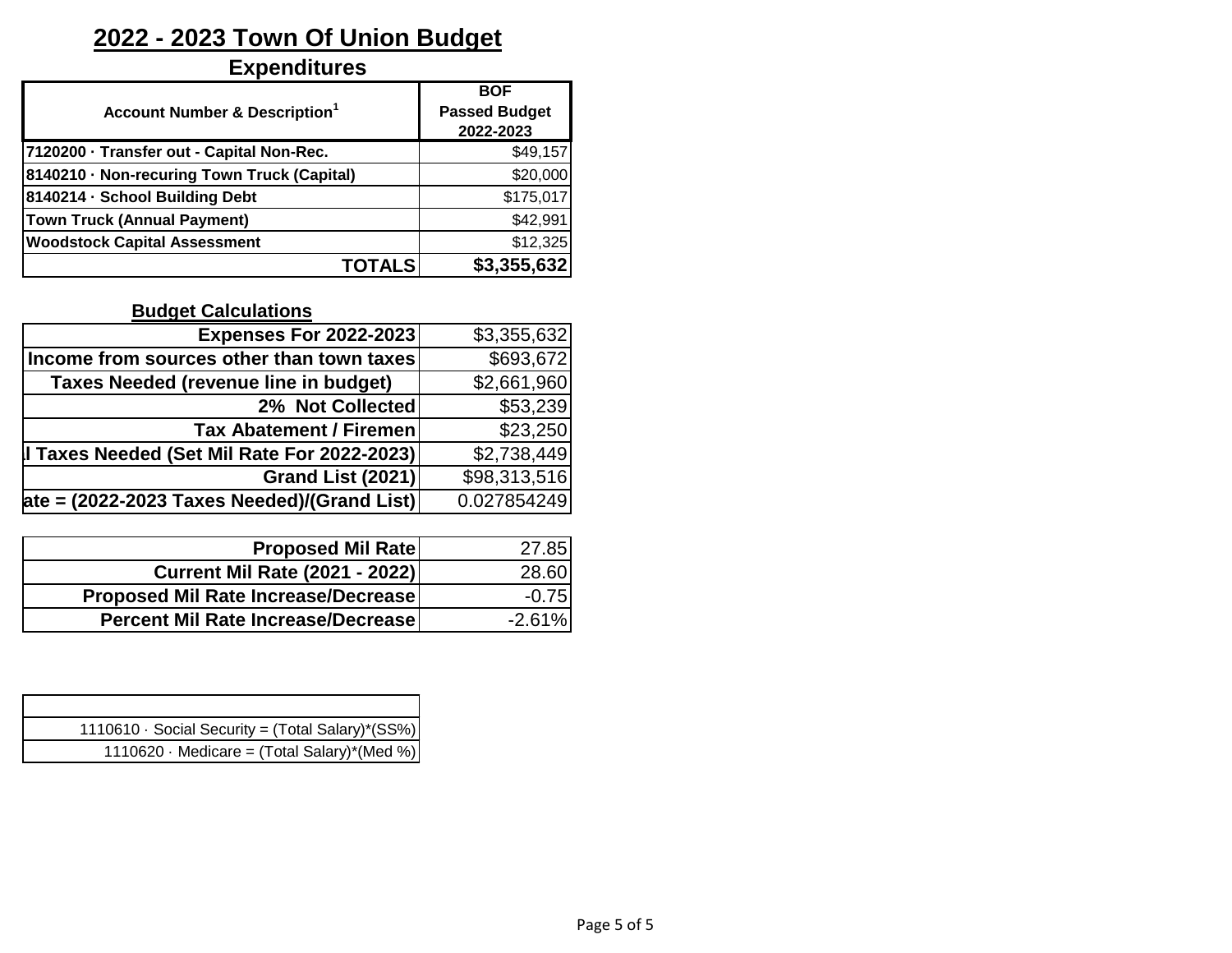# 2022 - 2023 Town Of Union Budget

## Expenditures

| Account Number & Description[1] | BOF Passed Budget 2022-2023 |
|---|---|
| 7120200 · Transfer out - Capital Non-Rec. | $49,157 |
| 8140210 · Non-recuring Town Truck (Capital) | $20,000 |
| 8140214 · School Building Debt | $175,017 |
| Town Truck (Annual Payment) | $42,991 |
| Woodstock Capital Assessment | $12,325 |
| **TOTALS** | **$3,355,632** |

### Budget Calculations

| | |
|---|---|
| Expenses For 2022-2023 | $3,355,632 |
| Income from sources other than town taxes | $693,672 |
| Taxes Needed (revenue line in budget) | $2,661,960 |
| 2% Not Collected | $53,239 |
| Tax Abatement / Firemen | $23,250 |
| l Taxes Needed (Set Mil Rate For 2022-2023) | $2,738,449 |
| Grand List (2021) | $98,313,516 |
| ate = (2022-2023 Taxes Needed)/(Grand List) | 0.027854249 |

| | |
|---|---|
| Proposed Mil Rate | 27.85 |
| Current Mil Rate (2021 - 2022) | 28.60 |
| Proposed Mil Rate Increase/Decrease | -0.75 |
| Percent Mil Rate Increase/Decrease | -2.61% |

| |
|---|
| 1110610 · Social Security = (Total Salary)*(SS%) |
| 1110620 · Medicare = (Total Salary)*(Med %) |